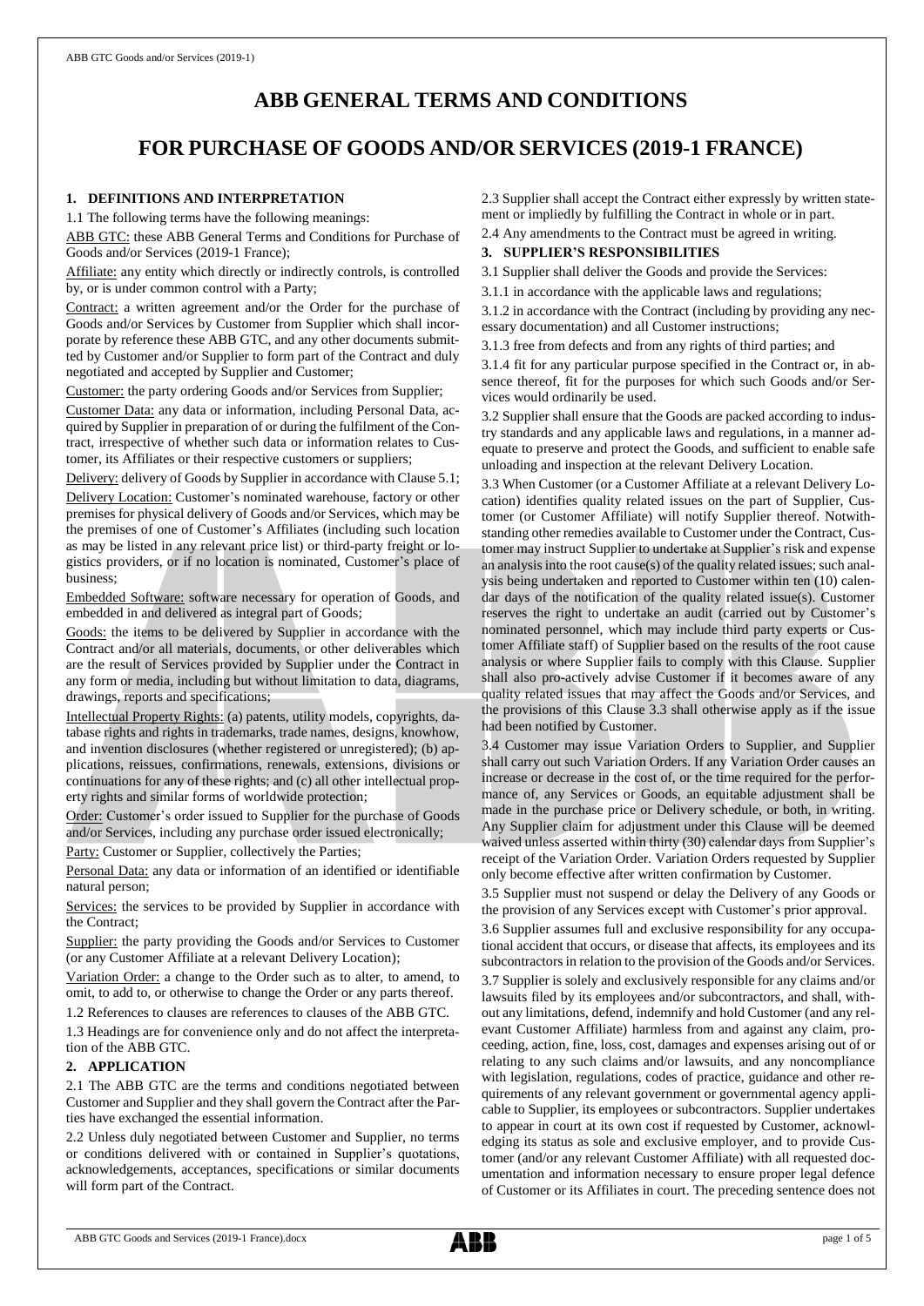# ABB GENERAL TERMS AND CONDITIONS

# FOR PURCHASE OF GOODS AND/OR SERVICES (2019-1 FRANCE)

## 1. DEFINITIONS AND INTERPRETATION

1.1 The following terms have the following meanings:

ABB GTC: these ABB General Terms and Conditions for Purchase of Goods and/or Services (2019-1 France);

Affiliate: any entity which directly or indirectly controls, is controlled by, or is under common control with a Party;

Contract: a written agreement and/or the Order for the purchase of Goods and/or Services by Customer from Supplier which shall incorporate by reference these ABB GTC, and any other documents submitted by Customer and/or Supplier to form part of the Contract and duly negotiated and accepted by Supplier and Customer;

Customer: the party ordering Goods and/or Services from Supplier;

Customer Data: any data or information, including Personal Data, acquired by Supplier in preparation of or during the fulfilment of the Contract, irrespective of whether such data or information relates to Customer, its Affiliates or their respective customers or suppliers;

Delivery: delivery of Goods by Supplier in accordance with Clause 5.1;

Delivery Location: Customer's nominated warehouse, factory or other premises for physical delivery of Goods and/or Services, which may be the premises of one of Customer's Affiliates (including such location as may be listed in any relevant price list) or third-party freight or logistics providers, or if no location is nominated, Customer's place of business;

Embedded Software: software necessary for operation of Goods, and embedded in and delivered as integral part of Goods;

Goods: the items to be delivered by Supplier in accordance with the Contract and/or all materials, documents, or other deliverables which are the result of Services provided by Supplier under the Contract in any form or media, including but without limitation to data, diagrams, drawings, reports and specifications;

Intellectual Property Rights: (a) patents, utility models, copyrights, database rights and rights in trademarks, trade names, designs, knowhow, and invention disclosures (whether registered or unregistered); (b) applications, reissues, confirmations, renewals, extensions, divisions or continuations for any of these rights; and (c) all other intellectual property rights and similar forms of worldwide protection;

Order: Customer's order issued to Supplier for the purchase of Goods and/or Services, including any purchase order issued electronically;

Party: Customer or Supplier, collectively the Parties;

Personal Data: any data or information of an identified or identifiable natural person;

Services: the services to be provided by Supplier in accordance with the Contract;

Supplier: the party providing the Goods and/or Services to Customer (or any Customer Affiliate at a relevant Delivery Location);

Variation Order: a change to the Order such as to alter, to amend, to omit, to add to, or otherwise to change the Order or any parts thereof.

1.2 References to clauses are references to clauses of the ABB GTC.

1.3 Headings are for convenience only and do not affect the interpretation of the ABB GTC.

## 2. APPLICATION

2.1 The ABB GTC are the terms and conditions negotiated between Customer and Supplier and they shall govern the Contract after the Parties have exchanged the essential information.

2.2 Unless duly negotiated between Customer and Supplier, no terms or conditions delivered with or contained in Supplier's quotations, acknowledgements, acceptances, specifications or similar documents will form part of the Contract.

2.3 Supplier shall accept the Contract either expressly by written statement or impliedly by fulfilling the Contract in whole or in part.

2.4 Any amendments to the Contract must be agreed in writing.

## 3. SUPPLIER'S RESPONSIBILITIES

3.1 Supplier shall deliver the Goods and provide the Services:

3.1.1 in accordance with the applicable laws and regulations;

3.1.2 in accordance with the Contract (including by providing any necessary documentation) and all Customer instructions;

3.1.3 free from defects and from any rights of third parties; and

3.1.4 fit for any particular purpose specified in the Contract or, in absence thereof, fit for the purposes for which such Goods and/or Services would ordinarily be used.

3.2 Supplier shall ensure that the Goods are packed according to industry standards and any applicable laws and regulations, in a manner adequate to preserve and protect the Goods, and sufficient to enable safe unloading and inspection at the relevant Delivery Location.

3.3 When Customer (or a Customer Affiliate at a relevant Delivery Location) identifies quality related issues on the part of Supplier, Customer (or Customer Affiliate) will notify Supplier thereof. Notwithstanding other remedies available to Customer under the Contract, Customer may instruct Supplier to undertake at Supplier's risk and expense an analysis into the root cause(s) of the quality related issues; such analysis being undertaken and reported to Customer within ten (10) calendar days of the notification of the quality related issue(s). Customer reserves the right to undertake an audit (carried out by Customer's nominated personnel, which may include third party experts or Customer Affiliate staff) of Supplier based on the results of the root cause analysis or where Supplier fails to comply with this Clause. Supplier shall also pro-actively advise Customer if it becomes aware of any quality related issues that may affect the Goods and/or Services, and the provisions of this Clause 3.3 shall otherwise apply as if the issue had been notified by Customer.

3.4 Customer may issue Variation Orders to Supplier, and Supplier shall carry out such Variation Orders. If any Variation Order causes an increase or decrease in the cost of, or the time required for the performance of, any Services or Goods, an equitable adjustment shall be made in the purchase price or Delivery schedule, or both, in writing. Any Supplier claim for adjustment under this Clause will be deemed waived unless asserted within thirty (30) calendar days from Supplier's receipt of the Variation Order. Variation Orders requested by Supplier only become effective after written confirmation by Customer.

3.5 Supplier must not suspend or delay the Delivery of any Goods or the provision of any Services except with Customer's prior approval.

3.6 Supplier assumes full and exclusive responsibility for any occupational accident that occurs, or disease that affects, its employees and its subcontractors in relation to the provision of the Goods and/or Services.

3.7 Supplier is solely and exclusively responsible for any claims and/or lawsuits filed by its employees and/or subcontractors, and shall, without any limitations, defend, indemnify and hold Customer (and any relevant Customer Affiliate) harmless from and against any claim, proceeding, action, fine, loss, cost, damages and expenses arising out of or relating to any such claims and/or lawsuits, and any noncompliance with legislation, regulations, codes of practice, guidance and other requirements of any relevant government or governmental agency applicable to Supplier, its employees or subcontractors. Supplier undertakes to appear in court at its own cost if requested by Customer, acknowledging its status as sole and exclusive employer, and to provide Customer (and/or any relevant Customer Affiliate) with all requested documentation and information necessary to ensure proper legal defence of Customer or its Affiliates in court. The preceding sentence does not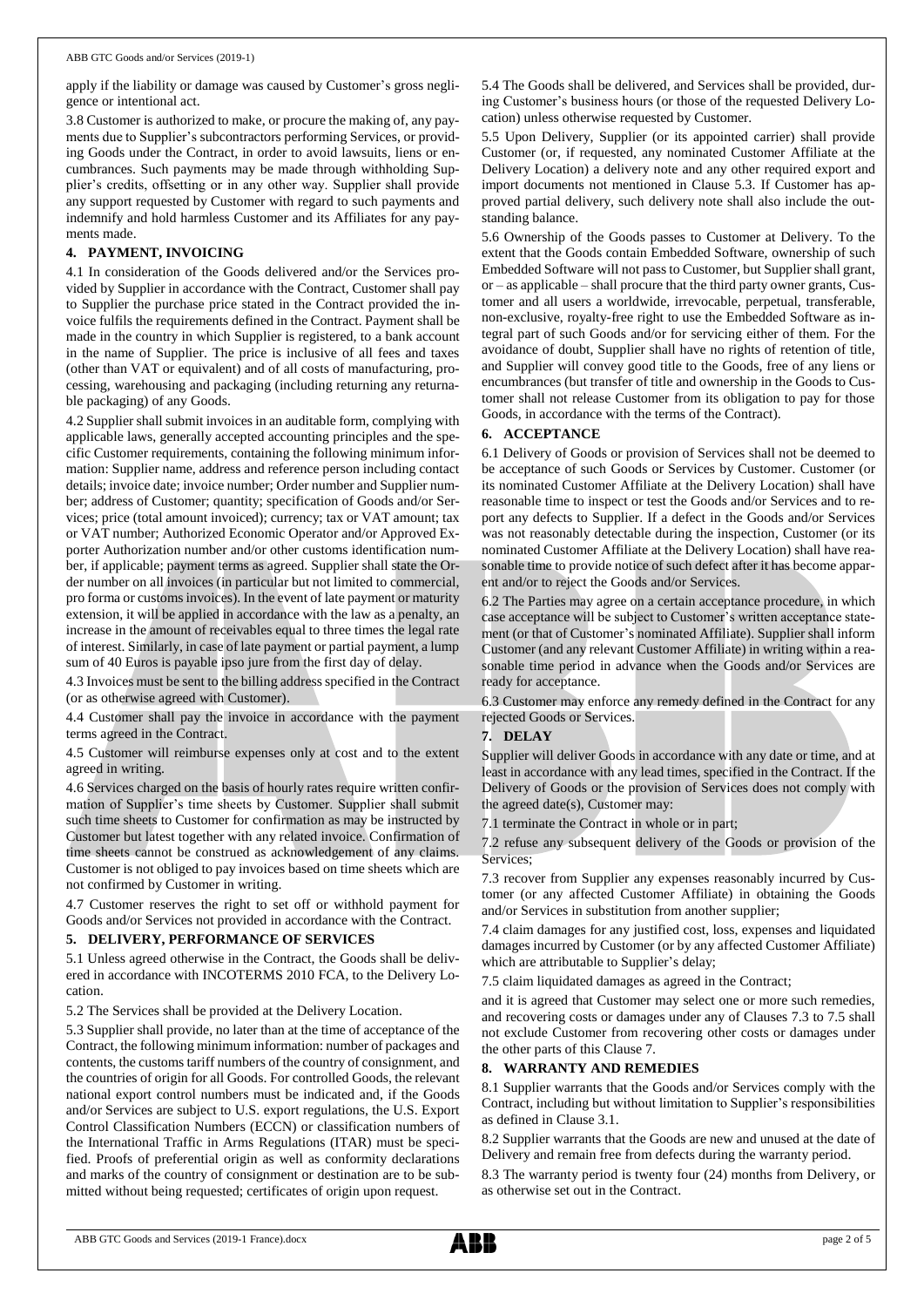apply if the liability or damage was caused by Customer's gross negligence or intentional act.

3.8 Customer is authorized to make, or procure the making of, any payments due to Supplier's subcontractors performing Services, or providing Goods under the Contract, in order to avoid lawsuits, liens or encumbrances. Such payments may be made through withholding Supplier's credits, offsetting or in any other way. Supplier shall provide any support requested by Customer with regard to such payments and indemnify and hold harmless Customer and its Affiliates for any payments made.

## 4. PAYMENT, INVOICING

4.1 In consideration of the Goods delivered and/or the Services provided by Supplier in accordance with the Contract, Customer shall pay to Supplier the purchase price stated in the Contract provided the invoice fulfils the requirements defined in the Contract. Payment shall be made in the country in which Supplier is registered, to a bank account in the name of Supplier. The price is inclusive of all fees and taxes (other than VAT or equivalent) and of all costs of manufacturing, processing, warehousing and packaging (including returning any returnable packaging) of any Goods.

4.2 Supplier shall submit invoices in an auditable form, complying with applicable laws, generally accepted accounting principles and the specific Customer requirements, containing the following minimum information: Supplier name, address and reference person including contact details; invoice date; invoice number; Order number and Supplier number; address of Customer; quantity; specification of Goods and/or Services; price (total amount invoiced); currency; tax or VAT amount; tax or VAT number; Authorized Economic Operator and/or Approved Exporter Authorization number and/or other customs identification number, if applicable; payment terms as agreed. Supplier shall state the Order number on all invoices (in particular but not limited to commercial, pro forma or customs invoices). In the event of late payment or maturity extension, it will be applied in accordance with the law as a penalty, an increase in the amount of receivables equal to three times the legal rate of interest. Similarly, in case of late payment or partial payment, a lump sum of 40 Euros is payable ipso jure from the first day of delay.

4.3 Invoices must be sent to the billing address specified in the Contract (or as otherwise agreed with Customer).

4.4 Customer shall pay the invoice in accordance with the payment terms agreed in the Contract.

4.5 Customer will reimburse expenses only at cost and to the extent agreed in writing.

4.6 Services charged on the basis of hourly rates require written confirmation of Supplier's time sheets by Customer. Supplier shall submit such time sheets to Customer for confirmation as may be instructed by Customer but latest together with any related invoice. Confirmation of time sheets cannot be construed as acknowledgement of any claims. Customer is not obliged to pay invoices based on time sheets which are not confirmed by Customer in writing.

4.7 Customer reserves the right to set off or withhold payment for Goods and/or Services not provided in accordance with the Contract.

## 5. DELIVERY, PERFORMANCE OF SERVICES

5.1 Unless agreed otherwise in the Contract, the Goods shall be delivered in accordance with INCOTERMS 2010 FCA, to the Delivery Location.

5.2 The Services shall be provided at the Delivery Location.

5.3 Supplier shall provide, no later than at the time of acceptance of the Contract, the following minimum information: number of packages and contents, the customs tariff numbers of the country of consignment, and the countries of origin for all Goods. For controlled Goods, the relevant national export control numbers must be indicated and, if the Goods and/or Services are subject to U.S. export regulations, the U.S. Export Control Classification Numbers (ECCN) or classification numbers of the International Traffic in Arms Regulations (ITAR) must be specified. Proofs of preferential origin as well as conformity declarations and marks of the country of consignment or destination are to be submitted without being requested; certificates of origin upon request.

5.4 The Goods shall be delivered, and Services shall be provided, during Customer's business hours (or those of the requested Delivery Location) unless otherwise requested by Customer.

5.5 Upon Delivery, Supplier (or its appointed carrier) shall provide Customer (or, if requested, any nominated Customer Affiliate at the Delivery Location) a delivery note and any other required export and import documents not mentioned in Clause 5.3. If Customer has approved partial delivery, such delivery note shall also include the outstanding balance.

5.6 Ownership of the Goods passes to Customer at Delivery. To the extent that the Goods contain Embedded Software, ownership of such Embedded Software will not pass to Customer, but Supplier shall grant, or – as applicable – shall procure that the third party owner grants, Customer and all users a worldwide, irrevocable, perpetual, transferable, non-exclusive, royalty-free right to use the Embedded Software as integral part of such Goods and/or for servicing either of them. For the avoidance of doubt, Supplier shall have no rights of retention of title, and Supplier will convey good title to the Goods, free of any liens or encumbrances (but transfer of title and ownership in the Goods to Customer shall not release Customer from its obligation to pay for those Goods, in accordance with the terms of the Contract).

## 6. ACCEPTANCE

6.1 Delivery of Goods or provision of Services shall not be deemed to be acceptance of such Goods or Services by Customer. Customer (or its nominated Customer Affiliate at the Delivery Location) shall have reasonable time to inspect or test the Goods and/or Services and to report any defects to Supplier. If a defect in the Goods and/or Services was not reasonably detectable during the inspection, Customer (or its nominated Customer Affiliate at the Delivery Location) shall have reasonable time to provide notice of such defect after it has become apparent and/or to reject the Goods and/or Services.

6.2 The Parties may agree on a certain acceptance procedure, in which case acceptance will be subject to Customer's written acceptance statement (or that of Customer's nominated Affiliate). Supplier shall inform Customer (and any relevant Customer Affiliate) in writing within a reasonable time period in advance when the Goods and/or Services are ready for acceptance.

6.3 Customer may enforce any remedy defined in the Contract for any rejected Goods or Services.

## 7. DELAY

Supplier will deliver Goods in accordance with any date or time, and at least in accordance with any lead times, specified in the Contract. If the Delivery of Goods or the provision of Services does not comply with the agreed date(s), Customer may:

7.1 terminate the Contract in whole or in part;

7.2 refuse any subsequent delivery of the Goods or provision of the Services;

7.3 recover from Supplier any expenses reasonably incurred by Customer (or any affected Customer Affiliate) in obtaining the Goods and/or Services in substitution from another supplier;

7.4 claim damages for any justified cost, loss, expenses and liquidated damages incurred by Customer (or by any affected Customer Affiliate) which are attributable to Supplier's delay;

7.5 claim liquidated damages as agreed in the Contract;

and it is agreed that Customer may select one or more such remedies, and recovering costs or damages under any of Clauses 7.3 to 7.5 shall not exclude Customer from recovering other costs or damages under the other parts of this Clause 7.

## 8. WARRANTY AND REMEDIES

8.1 Supplier warrants that the Goods and/or Services comply with the Contract, including but without limitation to Supplier's responsibilities as defined in Clause 3.1.

8.2 Supplier warrants that the Goods are new and unused at the date of Delivery and remain free from defects during the warranty period.

8.3 The warranty period is twenty four (24) months from Delivery, or as otherwise set out in the Contract.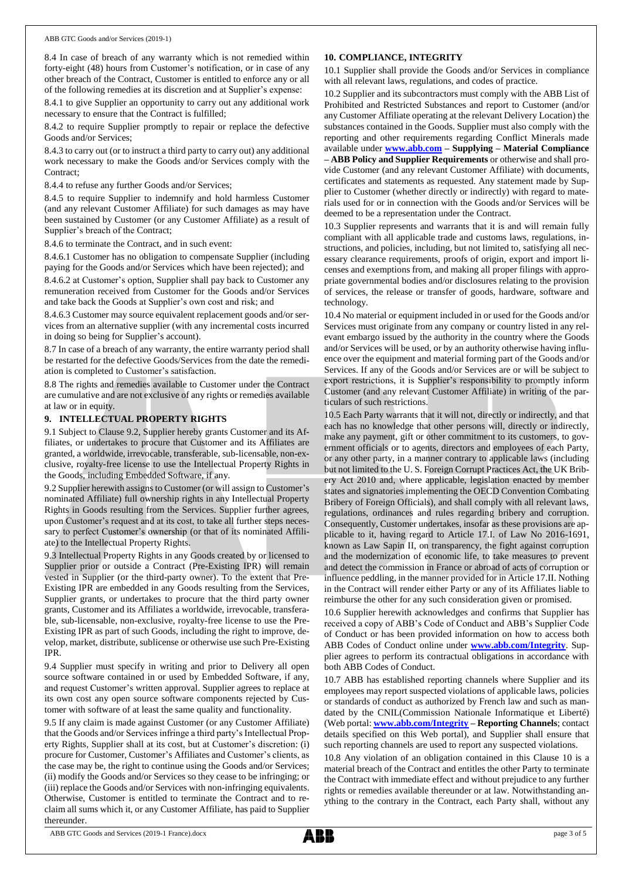8.4 In case of breach of any warranty which is not remedied within forty-eight (48) hours from Customer's notification, or in case of any other breach of the Contract, Customer is entitled to enforce any or all of the following remedies at its discretion and at Supplier's expense:

8.4.1 to give Supplier an opportunity to carry out any additional work necessary to ensure that the Contract is fulfilled;

8.4.2 to require Supplier promptly to repair or replace the defective Goods and/or Services;

8.4.3 to carry out (or to instruct a third party to carry out) any additional work necessary to make the Goods and/or Services comply with the Contract;

8.4.4 to refuse any further Goods and/or Services;

8.4.5 to require Supplier to indemnify and hold harmless Customer (and any relevant Customer Affiliate) for such damages as may have been sustained by Customer (or any Customer Affiliate) as a result of Supplier's breach of the Contract;

8.4.6 to terminate the Contract, and in such event:

8.4.6.1 Customer has no obligation to compensate Supplier (including paying for the Goods and/or Services which have been rejected); and

8.4.6.2 at Customer's option, Supplier shall pay back to Customer any remuneration received from Customer for the Goods and/or Services and take back the Goods at Supplier's own cost and risk; and

8.4.6.3 Customer may source equivalent replacement goods and/or services from an alternative supplier (with any incremental costs incurred in doing so being for Supplier's account).

8.7 In case of a breach of any warranty, the entire warranty period shall be restarted for the defective Goods/Services from the date the remediation is completed to Customer's satisfaction.

8.8 The rights and remedies available to Customer under the Contract are cumulative and are not exclusive of any rights or remedies available at law or in equity.

## 9. INTELLECTUAL PROPERTY RIGHTS

9.1 Subject to Clause 9.2, Supplier hereby grants Customer and its Affiliates, or undertakes to procure that Customer and its Affiliates are granted, a worldwide, irrevocable, transferable, sub-licensable, non-exclusive, royalty-free license to use the Intellectual Property Rights in the Goods, including Embedded Software, if any.

9.2 Supplier herewith assigns to Customer (or will assign to Customer's nominated Affiliate) full ownership rights in any Intellectual Property Rights in Goods resulting from the Services. Supplier further agrees, upon Customer's request and at its cost, to take all further steps necessary to perfect Customer's ownership (or that of its nominated Affiliate) to the Intellectual Property Rights.

9.3 Intellectual Property Rights in any Goods created by or licensed to Supplier prior or outside a Contract (Pre-Existing IPR) will remain vested in Supplier (or the third-party owner). To the extent that Pre-Existing IPR are embedded in any Goods resulting from the Services, Supplier grants, or undertakes to procure that the third party owner grants, Customer and its Affiliates a worldwide, irrevocable, transferable, sub-licensable, non-exclusive, royalty-free license to use the Pre-Existing IPR as part of such Goods, including the right to improve, develop, market, distribute, sublicense or otherwise use such Pre-Existing IPR.

9.4 Supplier must specify in writing and prior to Delivery all open source software contained in or used by Embedded Software, if any, and request Customer's written approval. Supplier agrees to replace at its own cost any open source software components rejected by Customer with software of at least the same quality and functionality.

9.5 If any claim is made against Customer (or any Customer Affiliate) that the Goods and/or Services infringe a third party's Intellectual Property Rights, Supplier shall at its cost, but at Customer's discretion: (i) procure for Customer, Customer's Affiliates and Customer's clients, as the case may be, the right to continue using the Goods and/or Services; (ii) modify the Goods and/or Services so they cease to be infringing; or (iii) replace the Goods and/or Services with non-infringing equivalents. Otherwise, Customer is entitled to terminate the Contract and to reclaim all sums which it, or any Customer Affiliate, has paid to Supplier thereunder.

## 10. COMPLIANCE, INTEGRITY

10.1 Supplier shall provide the Goods and/or Services in compliance with all relevant laws, regulations, and codes of practice.

10.2 Supplier and its subcontractors must comply with the ABB List of Prohibited and Restricted Substances and report to Customer (and/or any Customer Affiliate operating at the relevant Delivery Location) the substances contained in the Goods. Supplier must also comply with the reporting and other requirements regarding Conflict Minerals made available under **www.abb.com – Supplying – Material Compliance – ABB Policy and Supplier Requirements** or otherwise and shall provide Customer (and any relevant Customer Affiliate) with documents, certificates and statements as requested. Any statement made by Supplier to Customer (whether directly or indirectly) with regard to materials used for or in connection with the Goods and/or Services will be deemed to be a representation under the Contract.

10.3 Supplier represents and warrants that it is and will remain fully compliant with all applicable trade and customs laws, regulations, instructions, and policies, including, but not limited to, satisfying all necessary clearance requirements, proofs of origin, export and import licenses and exemptions from, and making all proper filings with appropriate governmental bodies and/or disclosures relating to the provision of services, the release or transfer of goods, hardware, software and technology.

10.4 No material or equipment included in or used for the Goods and/or Services must originate from any company or country listed in any relevant embargo issued by the authority in the country where the Goods and/or Services will be used, or by an authority otherwise having influence over the equipment and material forming part of the Goods and/or Services. If any of the Goods and/or Services are or will be subject to export restrictions, it is Supplier's responsibility to promptly inform Customer (and any relevant Customer Affiliate) in writing of the particulars of such restrictions.

10.5 Each Party warrants that it will not, directly or indirectly, and that each has no knowledge that other persons will, directly or indirectly, make any payment, gift or other commitment to its customers, to government officials or to agents, directors and employees of each Party, or any other party, in a manner contrary to applicable laws (including but not limited to the U. S. Foreign Corrupt Practices Act, the UK Bribery Act 2010 and, where applicable, legislation enacted by member states and signatories implementing the OECD Convention Combating Bribery of Foreign Officials), and shall comply with all relevant laws, regulations, ordinances and rules regarding bribery and corruption. Consequently, Customer undertakes, insofar as these provisions are applicable to it, having regard to Article 17.I. of Law No 2016-1691, known as Law Sapin II, on transparency, the fight against corruption and the modernization of economic life, to take measures to prevent and detect the commission in France or abroad of acts of corruption or influence peddling, in the manner provided for in Article 17.II. Nothing in the Contract will render either Party or any of its Affiliates liable to reimburse the other for any such consideration given or promised.

10.6 Supplier herewith acknowledges and confirms that Supplier has received a copy of ABB's Code of Conduct and ABB's Supplier Code of Conduct or has been provided information on how to access both ABB Codes of Conduct online under **www.abb.com/Integrity**. Supplier agrees to perform its contractual obligations in accordance with both ABB Codes of Conduct.

10.7 ABB has established reporting channels where Supplier and its employees may report suspected violations of applicable laws, policies or standards of conduct as authorized by French law and such as mandated by the CNIL(Commission Nationale Informatique et Liberté) (Web portal: **www.abb.com/Integrity – Reporting Channels**; contact details specified on this Web portal), and Supplier shall ensure that such reporting channels are used to report any suspected violations.

10.8 Any violation of an obligation contained in this Clause 10 is a material breach of the Contract and entitles the other Party to terminate the Contract with immediate effect and without prejudice to any further rights or remedies available thereunder or at law. Notwithstanding anything to the contrary in the Contract, each Party shall, without any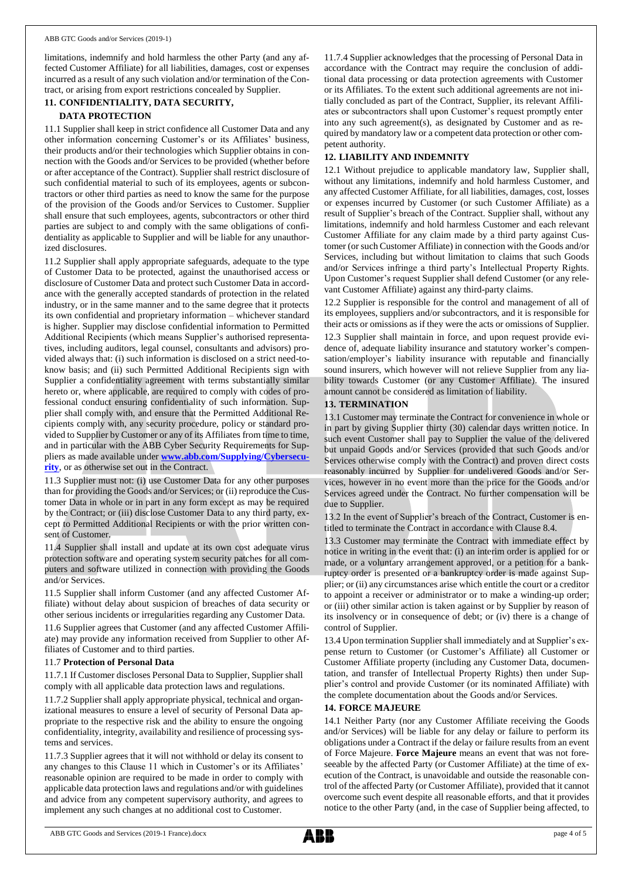limitations, indemnify and hold harmless the other Party (and any affected Customer Affiliate) for all liabilities, damages, cost or expenses incurred as a result of any such violation and/or termination of the Contract, or arising from export restrictions concealed by Supplier.

## 11. CONFIDENTIALITY, DATA SECURITY, DATA PROTECTION

11.1 Supplier shall keep in strict confidence all Customer Data and any other information concerning Customer's or its Affiliates' business, their products and/or their technologies which Supplier obtains in connection with the Goods and/or Services to be provided (whether before or after acceptance of the Contract). Supplier shall restrict disclosure of such confidential material to such of its employees, agents or subcontractors or other third parties as need to know the same for the purpose of the provision of the Goods and/or Services to Customer. Supplier shall ensure that such employees, agents, subcontractors or other third parties are subject to and comply with the same obligations of confidentiality as applicable to Supplier and will be liable for any unauthorized disclosures.

11.2 Supplier shall apply appropriate safeguards, adequate to the type of Customer Data to be protected, against the unauthorised access or disclosure of Customer Data and protect such Customer Data in accordance with the generally accepted standards of protection in the related industry, or in the same manner and to the same degree that it protects its own confidential and proprietary information – whichever standard is higher. Supplier may disclose confidential information to Permitted Additional Recipients (which means Supplier's authorised representatives, including auditors, legal counsel, consultants and advisors) provided always that: (i) such information is disclosed on a strict need-to-know basis; and (ii) such Permitted Additional Recipients sign with Supplier a confidentiality agreement with terms substantially similar hereto or, where applicable, are required to comply with codes of professional conduct ensuring confidentiality of such information. Supplier shall comply with, and ensure that the Permitted Additional Recipients comply with, any security procedure, policy or standard provided to Supplier by Customer or any of its Affiliates from time to time, and in particular with the ABB Cyber Security Requirements for Suppliers as made available under **www.abb.com/Supplying/Cybersecurity**, or as otherwise set out in the Contract.

11.3 Supplier must not: (i) use Customer Data for any other purposes than for providing the Goods and/or Services; or (ii) reproduce the Customer Data in whole or in part in any form except as may be required by the Contract; or (iii) disclose Customer Data to any third party, except to Permitted Additional Recipients or with the prior written consent of Customer.

11.4 Supplier shall install and update at its own cost adequate virus protection software and operating system security patches for all computers and software utilized in connection with providing the Goods and/or Services.

11.5 Supplier shall inform Customer (and any affected Customer Affiliate) without delay about suspicion of breaches of data security or other serious incidents or irregularities regarding any Customer Data.

11.6 Supplier agrees that Customer (and any affected Customer Affiliate) may provide any information received from Supplier to other Affiliates of Customer and to third parties.

### 11.7 Protection of Personal Data

11.7.1 If Customer discloses Personal Data to Supplier, Supplier shall comply with all applicable data protection laws and regulations.

11.7.2 Supplier shall apply appropriate physical, technical and organizational measures to ensure a level of security of Personal Data appropriate to the respective risk and the ability to ensure the ongoing confidentiality, integrity, availability and resilience of processing systems and services.

11.7.3 Supplier agrees that it will not withhold or delay its consent to any changes to this Clause 11 which in Customer's or its Affiliates' reasonable opinion are required to be made in order to comply with applicable data protection laws and regulations and/or with guidelines and advice from any competent supervisory authority, and agrees to implement any such changes at no additional cost to Customer.

11.7.4 Supplier acknowledges that the processing of Personal Data in accordance with the Contract may require the conclusion of additional data processing or data protection agreements with Customer or its Affiliates. To the extent such additional agreements are not initially concluded as part of the Contract, Supplier, its relevant Affiliates or subcontractors shall upon Customer's request promptly enter into any such agreement(s), as designated by Customer and as required by mandatory law or a competent data protection or other competent authority.

## 12. LIABILITY AND INDEMNITY

12.1 Without prejudice to applicable mandatory law, Supplier shall, without any limitations, indemnify and hold harmless Customer, and any affected Customer Affiliate, for all liabilities, damages, cost, losses or expenses incurred by Customer (or such Customer Affiliate) as a result of Supplier's breach of the Contract. Supplier shall, without any limitations, indemnify and hold harmless Customer and each relevant Customer Affiliate for any claim made by a third party against Customer (or such Customer Affiliate) in connection with the Goods and/or Services, including but without limitation to claims that such Goods and/or Services infringe a third party's Intellectual Property Rights. Upon Customer's request Supplier shall defend Customer (or any relevant Customer Affiliate) against any third-party claims.

12.2 Supplier is responsible for the control and management of all of its employees, suppliers and/or subcontractors, and it is responsible for their acts or omissions as if they were the acts or omissions of Supplier.

12.3 Supplier shall maintain in force, and upon request provide evidence of, adequate liability insurance and statutory worker's compensation/employer's liability insurance with reputable and financially sound insurers, which however will not relieve Supplier from any liability towards Customer (or any Customer Affiliate). The insured amount cannot be considered as limitation of liability.

## 13. TERMINATION

13.1 Customer may terminate the Contract for convenience in whole or in part by giving Supplier thirty (30) calendar days written notice. In such event Customer shall pay to Supplier the value of the delivered but unpaid Goods and/or Services (provided that such Goods and/or Services otherwise comply with the Contract) and proven direct costs reasonably incurred by Supplier for undelivered Goods and/or Services, however in no event more than the price for the Goods and/or Services agreed under the Contract. No further compensation will be due to Supplier.

13.2 In the event of Supplier's breach of the Contract, Customer is entitled to terminate the Contract in accordance with Clause 8.4.

13.3 Customer may terminate the Contract with immediate effect by notice in writing in the event that: (i) an interim order is applied for or made, or a voluntary arrangement approved, or a petition for a bankruptcy order is presented or a bankruptcy order is made against Supplier; or (ii) any circumstances arise which entitle the court or a creditor to appoint a receiver or administrator or to make a winding-up order; or (iii) other similar action is taken against or by Supplier by reason of its insolvency or in consequence of debt; or (iv) there is a change of control of Supplier.

13.4 Upon termination Supplier shall immediately and at Supplier's expense return to Customer (or Customer's Affiliate) all Customer or Customer Affiliate property (including any Customer Data, documentation, and transfer of Intellectual Property Rights) then under Supplier's control and provide Customer (or its nominated Affiliate) with the complete documentation about the Goods and/or Services.

## 14. FORCE MAJEURE

14.1 Neither Party (nor any Customer Affiliate receiving the Goods and/or Services) will be liable for any delay or failure to perform its obligations under a Contract if the delay or failure results from an event of Force Majeure. **Force Majeure** means an event that was not foreseeable by the affected Party (or Customer Affiliate) at the time of execution of the Contract, is unavoidable and outside the reasonable control of the affected Party (or Customer Affiliate), provided that it cannot overcome such event despite all reasonable efforts, and that it provides notice to the other Party (and, in the case of Supplier being affected, to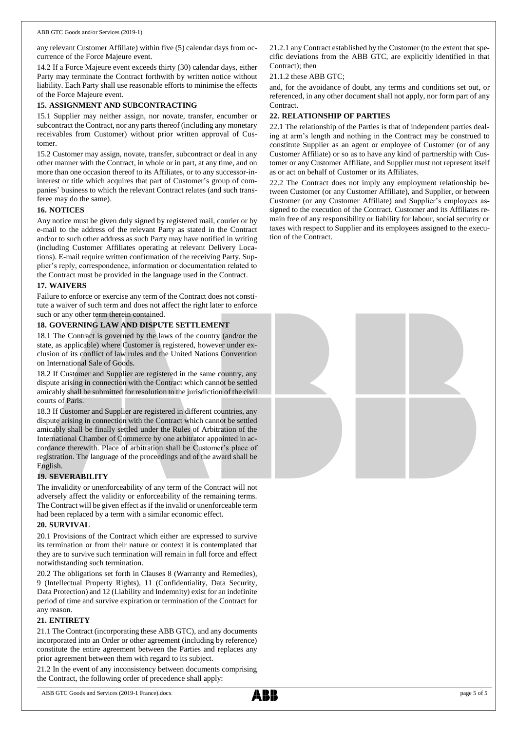any relevant Customer Affiliate) within five (5) calendar days from occurrence of the Force Majeure event.

14.2 If a Force Majeure event exceeds thirty (30) calendar days, either Party may terminate the Contract forthwith by written notice without liability. Each Party shall use reasonable efforts to minimise the effects of the Force Majeure event.

## 15. ASSIGNMENT AND SUBCONTRACTING

15.1 Supplier may neither assign, nor novate, transfer, encumber or subcontract the Contract, nor any parts thereof (including any monetary receivables from Customer) without prior written approval of Customer.

15.2 Customer may assign, novate, transfer, subcontract or deal in any other manner with the Contract, in whole or in part, at any time, and on more than one occasion thereof to its Affiliates, or to any successor-in-interest or title which acquires that part of Customer's group of companies' business to which the relevant Contract relates (and such transferee may do the same).

## 16. NOTICES

Any notice must be given duly signed by registered mail, courier or by e-mail to the address of the relevant Party as stated in the Contract and/or to such other address as such Party may have notified in writing (including Customer Affiliates operating at relevant Delivery Locations). E-mail require written confirmation of the receiving Party. Supplier's reply, correspondence, information or documentation related to the Contract must be provided in the language used in the Contract.

## 17. WAIVERS

Failure to enforce or exercise any term of the Contract does not constitute a waiver of such term and does not affect the right later to enforce such or any other term therein contained.

## 18. GOVERNING LAW AND DISPUTE SETTLEMENT

18.1 The Contract is governed by the laws of the country (and/or the state, as applicable) where Customer is registered, however under exclusion of its conflict of law rules and the United Nations Convention on International Sale of Goods.

18.2 If Customer and Supplier are registered in the same country, any dispute arising in connection with the Contract which cannot be settled amicably shall be submitted for resolution to the jurisdiction of the civil courts of Paris.

18.3 If Customer and Supplier are registered in different countries, any dispute arising in connection with the Contract which cannot be settled amicably shall be finally settled under the Rules of Arbitration of the International Chamber of Commerce by one arbitrator appointed in accordance therewith. Place of arbitration shall be Customer's place of registration. The language of the proceedings and of the award shall be English.

## 19. SEVERABILITY

The invalidity or unenforceability of any term of the Contract will not adversely affect the validity or enforceability of the remaining terms. The Contract will be given effect as if the invalid or unenforceable term had been replaced by a term with a similar economic effect.

## 20. SURVIVAL

20.1 Provisions of the Contract which either are expressed to survive its termination or from their nature or context it is contemplated that they are to survive such termination will remain in full force and effect notwithstanding such termination.

20.2 The obligations set forth in Clauses 8 (Warranty and Remedies), 9 (Intellectual Property Rights), 11 (Confidentiality, Data Security, Data Protection) and 12 (Liability and Indemnity) exist for an indefinite period of time and survive expiration or termination of the Contract for any reason.

## 21. ENTIRETY

21.1 The Contract (incorporating these ABB GTC), and any documents incorporated into an Order or other agreement (including by reference) constitute the entire agreement between the Parties and replaces any prior agreement between them with regard to its subject.

21.2 In the event of any inconsistency between documents comprising the Contract, the following order of precedence shall apply:

21.2.1 any Contract established by the Customer (to the extent that specific deviations from the ABB GTC, are explicitly identified in that Contract); then

21.1.2 these ABB GTC;

and, for the avoidance of doubt, any terms and conditions set out, or referenced, in any other document shall not apply, nor form part of any Contract.

## 22. RELATIONSHIP OF PARTIES

22.1 The relationship of the Parties is that of independent parties dealing at arm's length and nothing in the Contract may be construed to constitute Supplier as an agent or employee of Customer (or of any Customer Affiliate) or so as to have any kind of partnership with Customer or any Customer Affiliate, and Supplier must not represent itself as or act on behalf of Customer or its Affiliates.

22.2 The Contract does not imply any employment relationship between Customer (or any Customer Affiliate), and Supplier, or between Customer (or any Customer Affiliate) and Supplier's employees assigned to the execution of the Contract. Customer and its Affiliates remain free of any responsibility or liability for labour, social security or taxes with respect to Supplier and its employees assigned to the execution of the Contract.